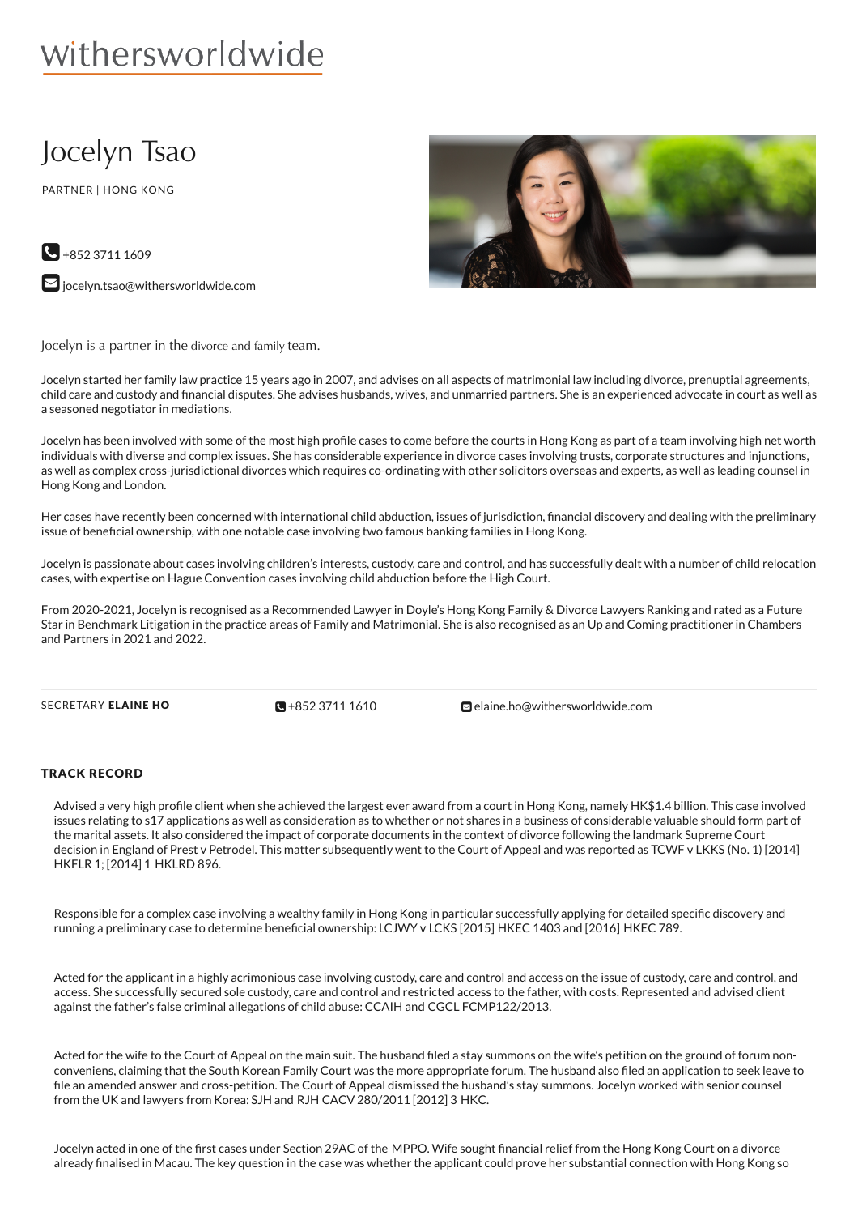withersworldwide

# Jocelyn Tsao

PARTNER | HONG KONG

+852 3711 1609

jocelyn.tsao@withersworldwide.com

Jocelyn is a partner in the divorce and family team.

Jocelyn started her family law practice 15 years ago in 2007, and advises on all aspects of matrimonial law including divorce, prenuptial agreements, child care and custody and financial disputes. She advises husbands, wives, and unmarried partners. She is an experienced advocate in court as well as a seasoned negotiator in mediations.

Jocelyn has been involved with some of the most high profile cases to come before the courts in Hong Kong as part of a team involving high net worth individuals with diverse and complex issues. She has considerable experience in divorce cases involving trusts, corporate structures and injunctions, as well as complex cross-jurisdictional divorces which requires co-ordinating with other solicitors overseas and experts, as well as leading counsel in Hong Kong and London.

Her cases have recently been concerned with international child abduction, issues of jurisdiction, financial discovery and dealing with the preliminary issue of beneficial ownership, with one notable case involving two famous banking families in Hong Kong.

Jocelyn is passionate about cases involving children's interests, custody, care and control, and has successfully dealt with a number of child relocation cases, with expertise on Hague Convention cases involving child abduction before the High Court.

From 2020-2021, Jocelyn is recognised as a Recommended Lawyer in Doyle's Hong Kong Family & Divorce Lawyers Ranking and rated as a Future Star in Benchmark Litigation in the practice areas of Family and Matrimonial. She is also recognised as an Up and Coming practitioner in Chambers and Partners in 2021 and 2022.

SECRETARY **ELAINE HO** | +852 3711 1610 | elaine.ho@withersworldwide.com

## TRACK RECORD

Advised a very high profile client when she achieved the largest ever award from a court in Hong Kong, namely HK$1.4 billion. This case involved issues relating to s17 applications as well as consideration as to whether or not shares in a business of considerable valuable should form part of the marital assets. It also considered the impact of corporate documents in the context of divorce following the landmark Supreme Court decision in England of Prest v Petrodel. This matter subsequently went to the Court of Appeal and was reported as TCWF v LKKS (No. 1) [2014] HKFLR 1; [2014] 1 HKLRD 896.

Responsible for a complex case involving a wealthy family in Hong Kong in particular successfully applying for detailed specific discovery and running a preliminary case to determine beneficial ownership: LCJWY v LCKS [2015] HKEC 1403 and [2016] HKEC 789.

Acted for the applicant in a highly acrimonious case involving custody, care and control and access on the issue of custody, care and control, and access. She successfully secured sole custody, care and control and restricted access to the father, with costs. Represented and advised client against the father's false criminal allegations of child abuse: CCAIH and CGCL FCMP122/2013.

Acted for the wife to the Court of Appeal on the main suit. The husband filed a stay summons on the wife's petition on the ground of forum non-conveniens, claiming that the South Korean Family Court was the more appropriate forum. The husband also filed an application to seek leave to file an amended answer and cross-petition. The Court of Appeal dismissed the husband's stay summons. Jocelyn worked with senior counsel from the UK and lawyers from Korea: SJH and RJH CACV 280/2011 [2012] 3 HKC.

Jocelyn acted in one of the first cases under Section 29AC of the MPPO. Wife sought financial relief from the Hong Kong Court on a divorce already finalised in Macau. The key question in the case was whether the applicant could prove her substantial connection with Hong Kong so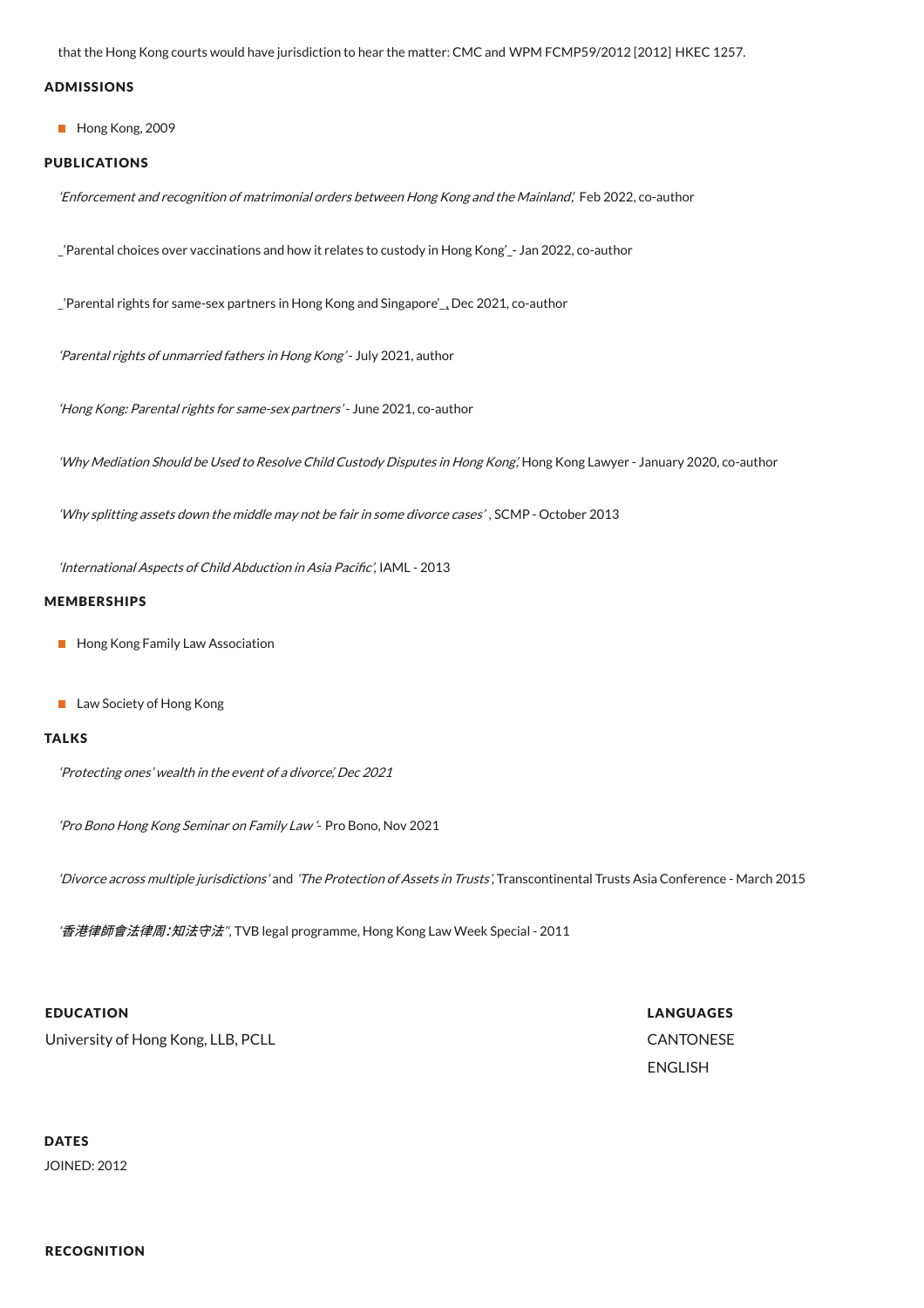that the Hong Kong courts would have jurisdiction to hear the matter: CMC and WPM FCMP59/2012 [2012] HKEC 1257.

## ADMISSIONS

- Hong Kong, 2009

## PUBLICATIONS

*'Enforcement and recognition of matrimonial orders between Hong Kong and the Mainland',* Feb 2022, co-author

_'Parental choices over vaccinations and how it relates to custody in Hong Kong'_- Jan 2022, co-author

_'Parental rights for same-sex partners in Hong Kong and Singapore'_, Dec 2021, co-author

*'Parental rights of unmarried fathers in Hong Kong'* - July 2021, author

*'Hong Kong: Parental rights for same-sex partners'* - June 2021, co-author

*'Why Mediation Should be Used to Resolve Child Custody Disputes in Hong Kong',* Hong Kong Lawyer - January 2020, co-author

*'Why splitting assets down the middle may not be fair in some divorce cases'* , SCMP - October 2013

*'International Aspects of Child Abduction in Asia Pacific',* IAML - 2013

## MEMBERSHIPS

- Hong Kong Family Law Association
- Law Society of Hong Kong

## TALKS

*'Protecting ones' wealth in the event of a divorce', Dec 2021*

*'Pro Bono Hong Kong Seminar on Family Law'*- Pro Bono, Nov 2021

*'Divorce across multiple jurisdictions'* and *'The Protection of Assets in Trusts',* Transcontinental Trusts Asia Conference - March 2015

*'香港律師會法律周：知法守法",* TVB legal programme, Hong Kong Law Week Special - 2011

## EDUCATION

University of Hong Kong, LLB, PCLL

## LANGUAGES

CANTONESE

ENGLISH

## DATES

JOINED: 2012

## RECOGNITION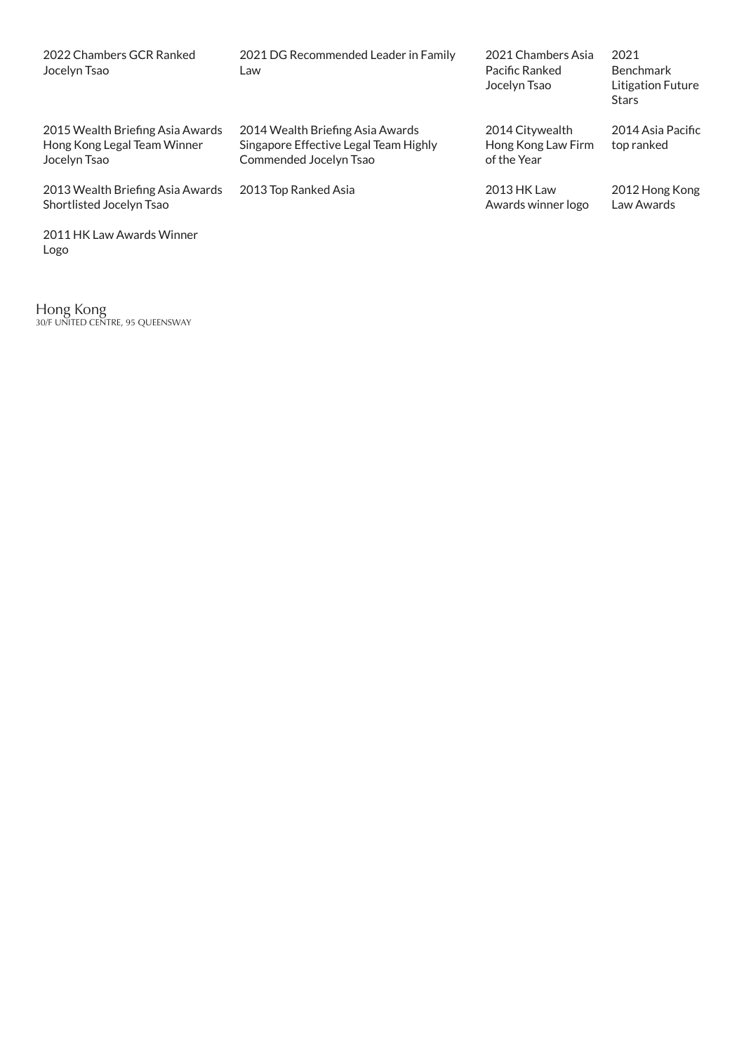2022 Chambers GCR Ranked Jocelyn Tsao

2021 DG Recommended Leader in Family Law

2021 Chambers Asia Pacific Ranked Jocelyn Tsao

2021 Benchmark Litigation Future Stars

2015 Wealth Briefing Asia Awards Hong Kong Legal Team Winner Jocelyn Tsao

2014 Wealth Briefing Asia Awards Singapore Effective Legal Team Highly Commended Jocelyn Tsao

2014 Citywealth Hong Kong Law Firm of the Year

2014 Asia Pacific top ranked

2013 Wealth Briefing Asia Awards Shortlisted Jocelyn Tsao

2013 Top Ranked Asia

2013 HK Law Awards winner logo

2012 Hong Kong Law Awards

2011 HK Law Awards Winner Logo

Hong Kong
30/F UNITED CENTRE, 95 QUEENSWAY